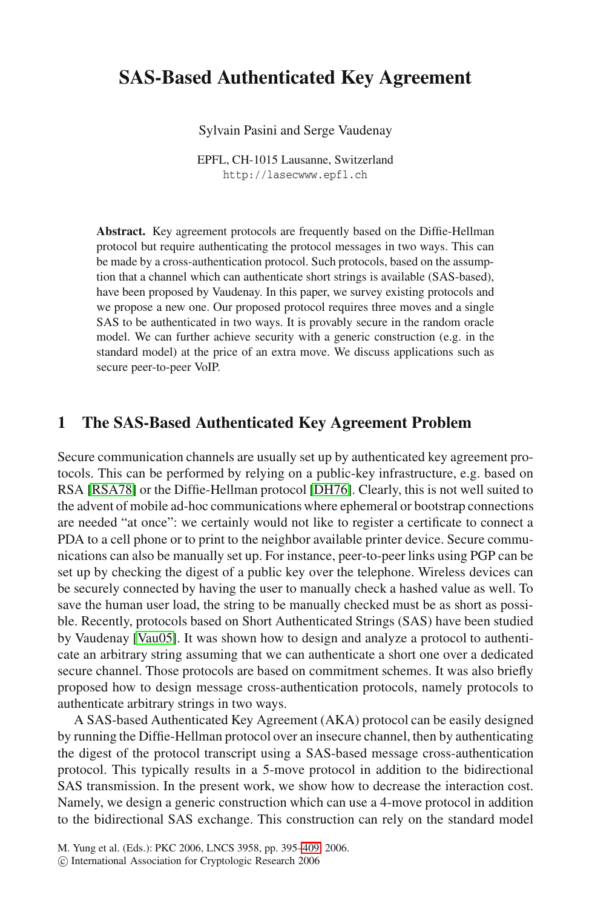# SAS-Based Authenticated Key Agreement

Sylvain Pasini and Serge Vaudenay

EPFL, CH-1015 Lausanne, Switzerland
http://lasecwww.epfl.ch

**Abstract.** Key agreement protocols are frequently based on the Diffie-Hellman protocol but require authenticating the protocol messages in two ways. This can be made by a cross-authentication protocol. Such protocols, based on the assumption that a channel which can authenticate short strings is available (SAS-based), have been proposed by Vaudenay. In this paper, we survey existing protocols and we propose a new one. Our proposed protocol requires three moves and a single SAS to be authenticated in two ways. It is provably secure in the random oracle model. We can further achieve security with a generic construction (e.g. in the standard model) at the price of an extra move. We discuss applications such as secure peer-to-peer VoIP.

## 1 The SAS-Based Authenticated Key Agreement Problem

Secure communication channels are usually set up by authenticated key agreement protocols. This can be performed by relying on a public-key infrastructure, e.g. based on RSA [RSA78] or the Diffie-Hellman protocol [DH76]. Clearly, this is not well suited to the advent of mobile ad-hoc communications where ephemeral or bootstrap connections are needed "at once": we certainly would not like to register a certificate to connect a PDA to a cell phone or to print to the neighbor available printer device. Secure communications can also be manually set up. For instance, peer-to-peer links using PGP can be set up by checking the digest of a public key over the telephone. Wireless devices can be securely connected by having the user to manually check a hashed value as well. To save the human user load, the string to be manually checked must be as short as possible. Recently, protocols based on Short Authenticated Strings (SAS) have been studied by Vaudenay [Vau05]. It was shown how to design and analyze a protocol to authenticate an arbitrary string assuming that we can authenticate a short one over a dedicated secure channel. Those protocols are based on commitment schemes. It was also briefly proposed how to design message cross-authentication protocols, namely protocols to authenticate arbitrary strings in two ways.

A SAS-based Authenticated Key Agreement (AKA) protocol can be easily designed by running the Diffie-Hellman protocol over an insecure channel, then by authenticating the digest of the protocol transcript using a SAS-based message cross-authentication protocol. This typically results in a 5-move protocol in addition to the bidirectional SAS transmission. In the present work, we show how to decrease the interaction cost. Namely, we design a generic construction which can use a 4-move protocol in addition to the bidirectional SAS exchange. This construction can rely on the standard model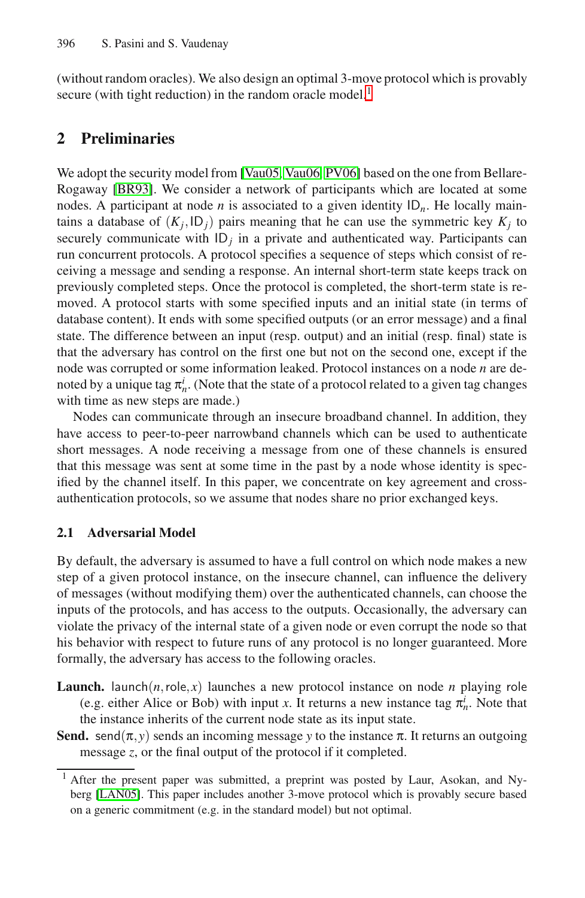(without random oracles). We also design an optimal 3-move protocol which is provably secure (with tight reduction) in the random oracle model.[1]

## 2 Preliminaries

We adopt the security model from [Vau05, Vau06, PV06] based on the one from Bellare-Rogaway [BR93]. We consider a network of participants which are located at some nodes. A participant at node $n$ is associated to a given identity $\mathsf{ID}_n$. He locally maintains a database of $(K_j, \mathsf{ID}_j)$ pairs meaning that he can use the symmetric key $K_j$ to securely communicate with $\mathsf{ID}_j$ in a private and authenticated way. Participants can run concurrent protocols. A protocol specifies a sequence of steps which consist of receiving a message and sending a response. An internal short-term state keeps track on previously completed steps. Once the protocol is completed, the short-term state is removed. A protocol starts with some specified inputs and an initial state (in terms of database content). It ends with some specified outputs (or an error message) and a final state. The difference between an input (resp. output) and an initial (resp. final) state is that the adversary has control on the first one but not on the second one, except if the node was corrupted or some information leaked. Protocol instances on a node $n$ are denoted by a unique tag $\pi_n^i$. (Note that the state of a protocol related to a given tag changes with time as new steps are made.)

Nodes can communicate through an insecure broadband channel. In addition, they have access to peer-to-peer narrowband channels which can be used to authenticate short messages. A node receiving a message from one of these channels is ensured that this message was sent at some time in the past by a node whose identity is specified by the channel itself. In this paper, we concentrate on key agreement and cross-authentication protocols, so we assume that nodes share no prior exchanged keys.

### 2.1 Adversarial Model

By default, the adversary is assumed to have a full control on which node makes a new step of a given protocol instance, on the insecure channel, can influence the delivery of messages (without modifying them) over the authenticated channels, can choose the inputs of the protocols, and has access to the outputs. Occasionally, the adversary can violate the privacy of the internal state of a given node or even corrupt the node so that his behavior with respect to future runs of any protocol is no longer guaranteed. More formally, the adversary has access to the following oracles.

**Launch.** $\mathsf{launch}(n, \mathsf{role}, x)$ launches a new protocol instance on node $n$ playing role (e.g. either Alice or Bob) with input $x$. It returns a new instance tag $\pi_n^i$. Note that the instance inherits of the current node state as its input state.

**Send.** $\mathsf{send}(\pi, y)$ sends an incoming message $y$ to the instance $\pi$. It returns an outgoing message $z$, or the final output of the protocol if it completed.

[1] After the present paper was submitted, a preprint was posted by Laur, Asokan, and Nyberg [LAN05]. This paper includes another 3-move protocol which is provably secure based on a generic commitment (e.g. in the standard model) but not optimal.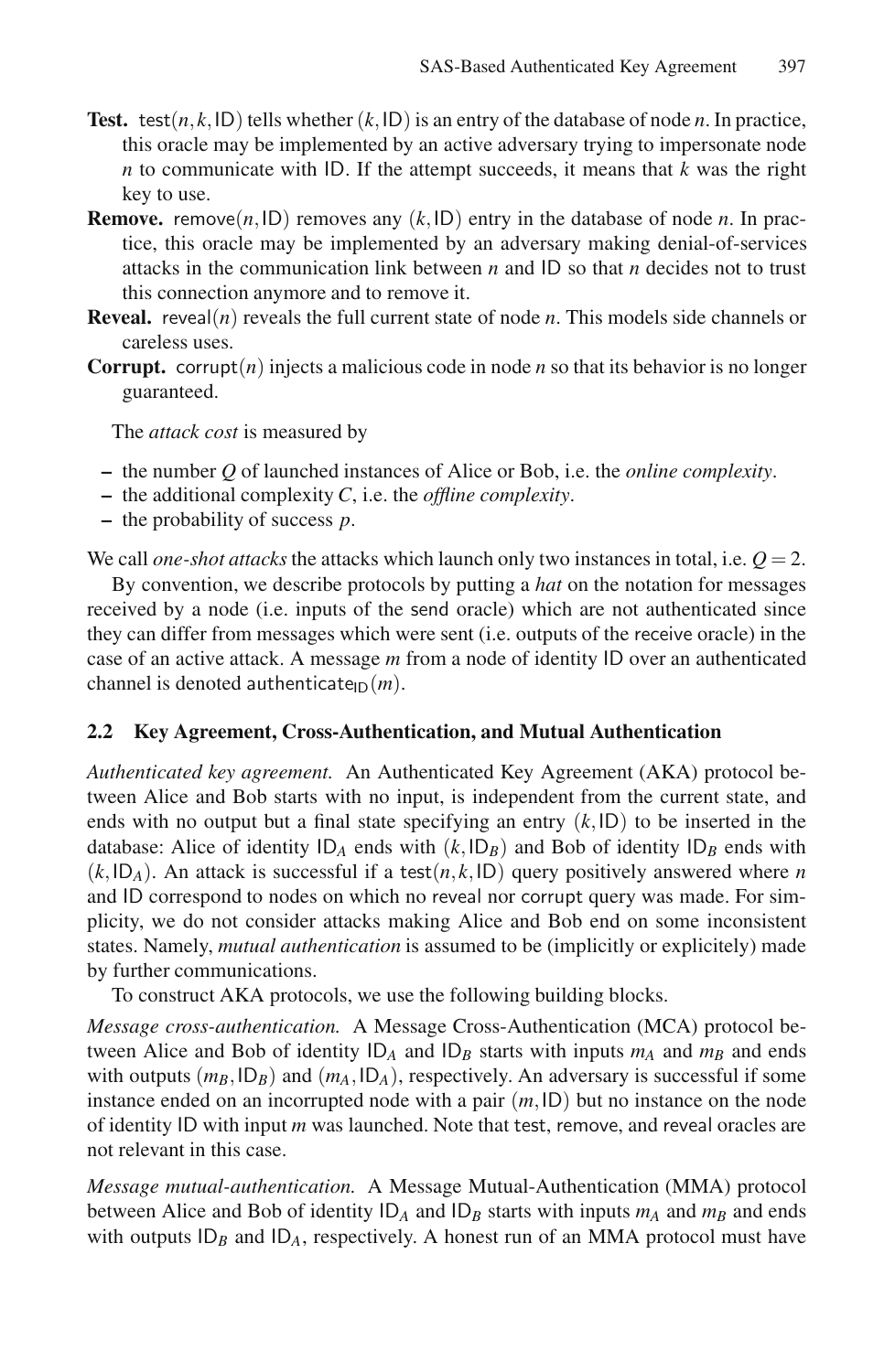**Test.** $\mathsf{test}(n,k,\mathsf{ID})$ tells whether $(k,\mathsf{ID})$ is an entry of the database of node $n$. In practice, this oracle may be implemented by an active adversary trying to impersonate node $n$ to communicate with $\mathsf{ID}$. If the attempt succeeds, it means that $k$ was the right key to use.

**Remove.** $\mathsf{remove}(n,\mathsf{ID})$ removes any $(k,\mathsf{ID})$ entry in the database of node $n$. In practice, this oracle may be implemented by an adversary making denial-of-services attacks in the communication link between $n$ and $\mathsf{ID}$ so that $n$ decides not to trust this connection anymore and to remove it.

**Reveal.** $\mathsf{reveal}(n)$ reveals the full current state of node $n$. This models side channels or careless uses.

**Corrupt.** $\mathsf{corrupt}(n)$ injects a malicious code in node $n$ so that its behavior is no longer guaranteed.

The *attack cost* is measured by

- the number $Q$ of launched instances of Alice or Bob, i.e. the *online complexity*.
- the additional complexity $C$, i.e. the *offline complexity*.
- the probability of success $p$.

We call *one-shot attacks* the attacks which launch only two instances in total, i.e. $Q = 2$.

By convention, we describe protocols by putting a *hat* on the notation for messages received by a node (i.e. inputs of the send oracle) which are not authenticated since they can differ from messages which were sent (i.e. outputs of the receive oracle) in the case of an active attack. A message $m$ from a node of identity $\mathsf{ID}$ over an authenticated channel is denoted $\mathsf{authenticate}_{\mathsf{ID}}(m)$.

### 2.2 Key Agreement, Cross-Authentication, and Mutual Authentication

*Authenticated key agreement.* An Authenticated Key Agreement (AKA) protocol between Alice and Bob starts with no input, is independent from the current state, and ends with no output but a final state specifying an entry $(k,\mathsf{ID})$ to be inserted in the database: Alice of identity $\mathsf{ID}_A$ ends with $(k,\mathsf{ID}_B)$ and Bob of identity $\mathsf{ID}_B$ ends with $(k,\mathsf{ID}_A)$. An attack is successful if a $\mathsf{test}(n,k,\mathsf{ID})$ query positively answered where $n$ and $\mathsf{ID}$ correspond to nodes on which no reveal nor corrupt query was made. For simplicity, we do not consider attacks making Alice and Bob end on some inconsistent states. Namely, *mutual authentication* is assumed to be (implicitly or explicitly) made by further communications.

To construct AKA protocols, we use the following building blocks.

*Message cross-authentication.* A Message Cross-Authentication (MCA) protocol between Alice and Bob of identity $\mathsf{ID}_A$ and $\mathsf{ID}_B$ starts with inputs $m_A$ and $m_B$ and ends with outputs $(m_B,\mathsf{ID}_B)$ and $(m_A,\mathsf{ID}_A)$, respectively. An adversary is successful if some instance ended on an incorrupted node with a pair $(m,\mathsf{ID})$ but no instance on the node of identity $\mathsf{ID}$ with input $m$ was launched. Note that test, remove, and reveal oracles are not relevant in this case.

*Message mutual-authentication.* A Message Mutual-Authentication (MMA) protocol between Alice and Bob of identity $\mathsf{ID}_A$ and $\mathsf{ID}_B$ starts with inputs $m_A$ and $m_B$ and ends with outputs $\mathsf{ID}_B$ and $\mathsf{ID}_A$, respectively. A honest run of an MMA protocol must have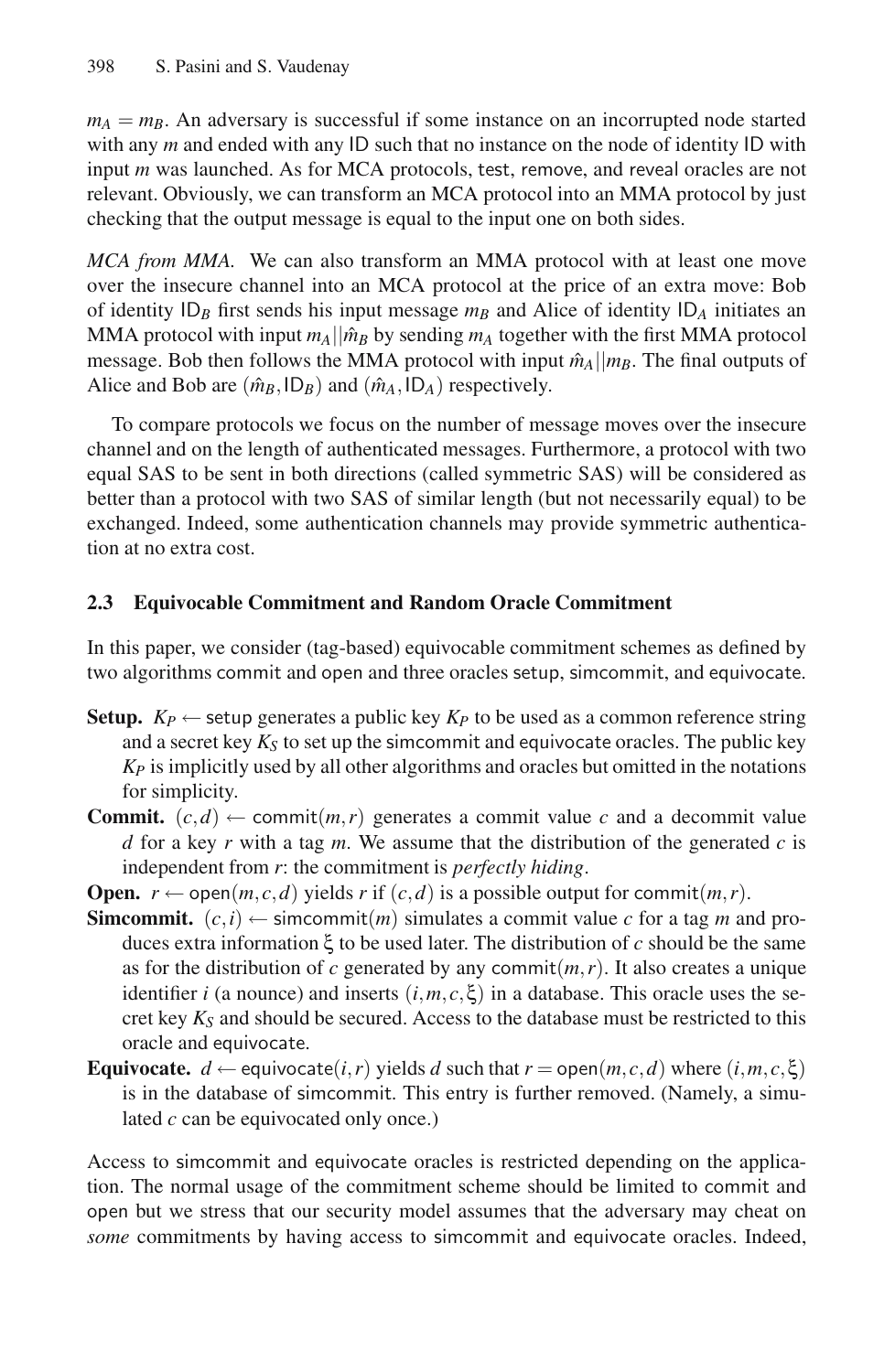$m_A = m_B$. An adversary is successful if some instance on an incorrupted node started with any $m$ and ended with any ID such that no instance on the node of identity ID with input $m$ was launched. As for MCA protocols, test, remove, and reveal oracles are not relevant. Obviously, we can transform an MCA protocol into an MMA protocol by just checking that the output message is equal to the input one on both sides.

*MCA from MMA.* We can also transform an MMA protocol with at least one move over the insecure channel into an MCA protocol at the price of an extra move: Bob of identity $\mathsf{ID}_B$ first sends his input message $m_B$ and Alice of identity $\mathsf{ID}_A$ initiates an MMA protocol with input $m_A||\hat{m}_B$ by sending $m_A$ together with the first MMA protocol message. Bob then follows the MMA protocol with input $\hat{m}_A||m_B$. The final outputs of Alice and Bob are $(\hat{m}_B, \mathsf{ID}_B)$ and $(\hat{m}_A, \mathsf{ID}_A)$ respectively.

To compare protocols we focus on the number of message moves over the insecure channel and on the length of authenticated messages. Furthermore, a protocol with two equal SAS to be sent in both directions (called symmetric SAS) will be considered as better than a protocol with two SAS of similar length (but not necessarily equal) to be exchanged. Indeed, some authentication channels may provide symmetric authentication at no extra cost.

### 2.3 Equivocable Commitment and Random Oracle Commitment

In this paper, we consider (tag-based) equivocable commitment schemes as defined by two algorithms commit and open and three oracles setup, simcommit, and equivocate.

- **Setup.** $K_P \leftarrow$ setup generates a public key $K_P$ to be used as a common reference string and a secret key $K_S$ to set up the simcommit and equivocate oracles. The public key $K_P$ is implicitly used by all other algorithms and oracles but omitted in the notations for simplicity.
- **Commit.** $(c,d) \leftarrow \mathsf{commit}(m,r)$ generates a commit value $c$ and a decommit value $d$ for a key $r$ with a tag $m$. We assume that the distribution of the generated $c$ is independent from $r$: the commitment is *perfectly hiding*.
- **Open.** $r \leftarrow \mathsf{open}(m,c,d)$ yields $r$ if $(c,d)$ is a possible output for $\mathsf{commit}(m,r)$.
- **Simcommit.** $(c,i) \leftarrow \mathsf{simcommit}(m)$ simulates a commit value $c$ for a tag $m$ and produces extra information $\xi$ to be used later. The distribution of $c$ should be the same as for the distribution of $c$ generated by any $\mathsf{commit}(m,r)$. It also creates a unique identifier $i$ (a nounce) and inserts $(i,m,c,\xi)$ in a database. This oracle uses the secret key $K_S$ and should be secured. Access to the database must be restricted to this oracle and equivocate.
- **Equivocate.** $d \leftarrow \mathsf{equivocate}(i,r)$ yields $d$ such that $r = \mathsf{open}(m,c,d)$ where $(i,m,c,\xi)$ is in the database of simcommit. This entry is further removed. (Namely, a simulated $c$ can be equivocated only once.)

Access to simcommit and equivocate oracles is restricted depending on the application. The normal usage of the commitment scheme should be limited to commit and open but we stress that our security model assumes that the adversary may cheat on *some* commitments by having access to simcommit and equivocate oracles. Indeed,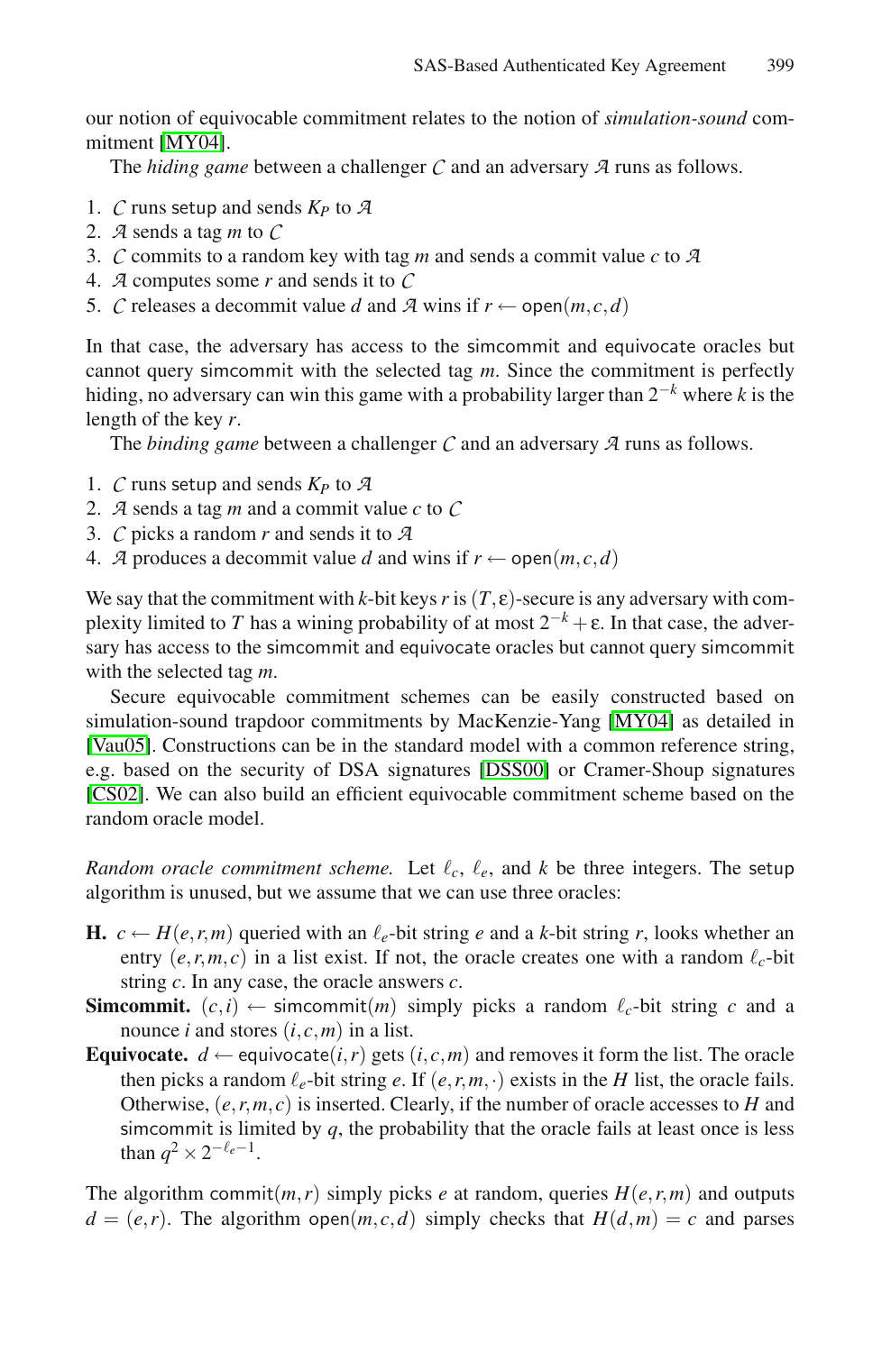our notion of equivocable commitment relates to the notion of *simulation-sound* commitment [MY04].

The *hiding game* between a challenger $\mathcal{C}$ and an adversary $\mathcal{A}$ runs as follows.

1. $\mathcal{C}$ runs setup and sends $K_P$ to $\mathcal{A}$
2. $\mathcal{A}$ sends a tag $m$ to $\mathcal{C}$
3. $\mathcal{C}$ commits to a random key with tag $m$ and sends a commit value $c$ to $\mathcal{A}$
4. $\mathcal{A}$ computes some $r$ and sends it to $\mathcal{C}$
5. $\mathcal{C}$ releases a decommit value $d$ and $\mathcal{A}$ wins if $r \leftarrow \mathsf{open}(m,c,d)$

In that case, the adversary has access to the simcommit and equivocate oracles but cannot query simcommit with the selected tag $m$. Since the commitment is perfectly hiding, no adversary can win this game with a probability larger than $2^{-k}$ where $k$ is the length of the key $r$.

The *binding game* between a challenger $\mathcal{C}$ and an adversary $\mathcal{A}$ runs as follows.

1. $\mathcal{C}$ runs setup and sends $K_P$ to $\mathcal{A}$
2. $\mathcal{A}$ sends a tag $m$ and a commit value $c$ to $\mathcal{C}$
3. $\mathcal{C}$ picks a random $r$ and sends it to $\mathcal{A}$
4. $\mathcal{A}$ produces a decommit value $d$ and wins if $r \leftarrow \mathsf{open}(m,c,d)$

We say that the commitment with $k$-bit keys $r$ is $(T,\varepsilon)$-secure is any adversary with complexity limited to $T$ has a wining probability of at most $2^{-k}+\varepsilon$. In that case, the adversary has access to the simcommit and equivocate oracles but cannot query simcommit with the selected tag $m$.

Secure equivocable commitment schemes can be easily constructed based on simulation-sound trapdoor commitments by MacKenzie-Yang [MY04] as detailed in [Vau05]. Constructions can be in the standard model with a common reference string, e.g. based on the security of DSA signatures [DSS00] or Cramer-Shoup signatures [CS02]. We can also build an efficient equivocable commitment scheme based on the random oracle model.

*Random oracle commitment scheme.* Let $\ell_c$, $\ell_e$, and $k$ be three integers. The setup algorithm is unused, but we assume that we can use three oracles:

**H.** $c \leftarrow H(e,r,m)$ queried with an $\ell_e$-bit string $e$ and a $k$-bit string $r$, looks whether an entry $(e,r,m,c)$ in a list exist. If not, the oracle creates one with a random $\ell_c$-bit string $c$. In any case, the oracle answers $c$.

**Simcommit.** $(c,i) \leftarrow \mathsf{simcommit}(m)$ simply picks a random $\ell_c$-bit string $c$ and a nounce $i$ and stores $(i,c,m)$ in a list.

**Equivocate.** $d \leftarrow \mathsf{equivocate}(i,r)$ gets $(i,c,m)$ and removes it form the list. The oracle then picks a random $\ell_e$-bit string $e$. If $(e,r,m,\cdot)$ exists in the $H$ list, the oracle fails. Otherwise, $(e,r,m,c)$ is inserted. Clearly, if the number of oracle accesses to $H$ and simcommit is limited by $q$, the probability that the oracle fails at least once is less than $q^2 \times 2^{-\ell_e-1}$.

The algorithm $\mathsf{commit}(m,r)$ simply picks $e$ at random, queries $H(e,r,m)$ and outputs $d=(e,r)$. The algorithm $\mathsf{open}(m,c,d)$ simply checks that $H(d,m)=c$ and parses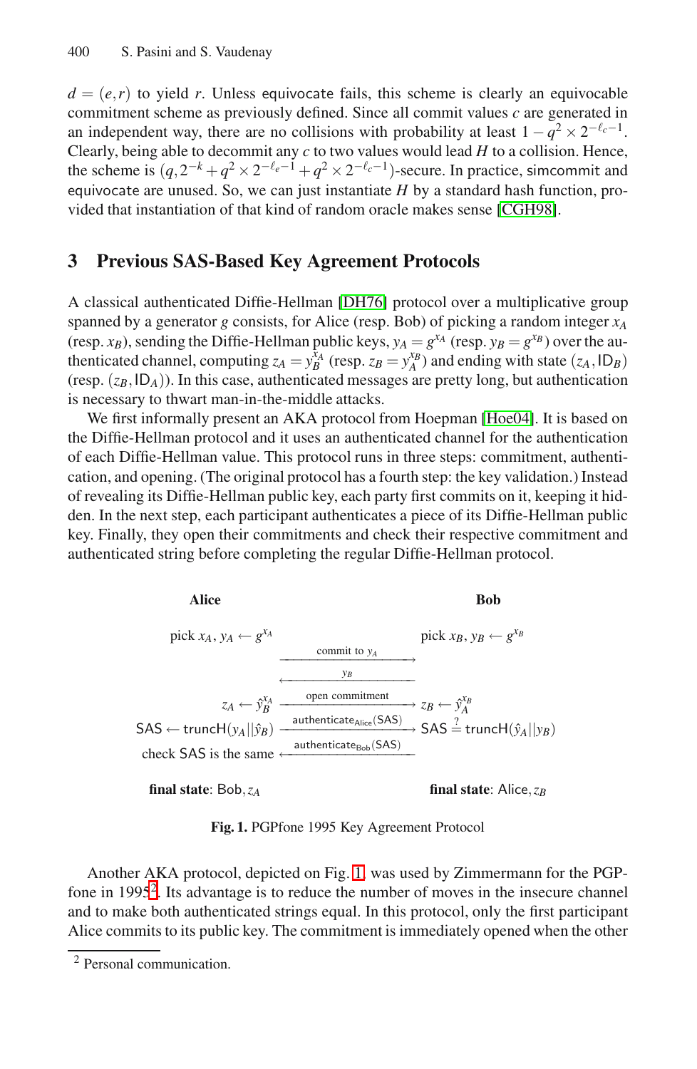$d = (e, r)$ to yield $r$. Unless equivocate fails, this scheme is clearly an equivocable commitment scheme as previously defined. Since all commit values $c$ are generated in an independent way, there are no collisions with probability at least $1 - q^2 \times 2^{-\ell_c - 1}$. Clearly, being able to decommit any $c$ to two values would lead $H$ to a collision. Hence, the scheme is $(q, 2^{-k} + q^2 \times 2^{-\ell_e - 1} + q^2 \times 2^{-\ell_c - 1})$-secure. In practice, simcommit and equivocate are unused. So, we can just instantiate $H$ by a standard hash function, provided that instantiation of that kind of random oracle makes sense [CGH98].

## 3 Previous SAS-Based Key Agreement Protocols

A classical authenticated Diffie-Hellman [DH76] protocol over a multiplicative group spanned by a generator $g$ consists, for Alice (resp. Bob) of picking a random integer $x_A$ (resp. $x_B$), sending the Diffie-Hellman public keys, $y_A = g^{x_A}$ (resp. $y_B = g^{x_B}$) over the authenticated channel, computing $z_A = y_B^{x_A}$ (resp. $z_B = y_A^{x_B}$) and ending with state $(z_A, \mathsf{ID}_B)$ (resp. $(z_B, \mathsf{ID}_A)$). In this case, authenticated messages are pretty long, but authentication is necessary to thwart man-in-the-middle attacks.

We first informally present an AKA protocol from Hoepman [Hoe04]. It is based on the Diffie-Hellman protocol and it uses an authenticated channel for the authentication of each Diffie-Hellman value. This protocol runs in three steps: commitment, authentication, and opening. (The original protocol has a fourth step: the key validation.) Instead of revealing its Diffie-Hellman public key, each party first commits on it, keeping it hidden. In the next step, each participant authenticates a piece of its Diffie-Hellman public key. Finally, they open their commitments and check their respective commitment and authenticated string before completing the regular Diffie-Hellman protocol.

| **Alice** | | **Bob** |
|---|---|---|
| pick $x_A$, $y_A \leftarrow g^{x_A}$ | | pick $x_B$, $y_B \leftarrow g^{x_B}$ |
| | $\xrightarrow{\text{commit to } y_A}$ | |
| | $\xleftarrow{y_B}$ | |
| $z_A \leftarrow \hat{y}_B^{x_A}$ | $\xrightarrow{\text{open commitment}}$ | $z_B \leftarrow \hat{y}_A^{x_B}$ |
| $\mathsf{SAS} \leftarrow \mathsf{truncH}(y_A \Vert \hat{y}_B)$ | $\xrightarrow{\mathsf{authenticate}_{\mathsf{Alice}}(\mathsf{SAS})}$ | $\mathsf{SAS} \stackrel{?}{=} \mathsf{truncH}(\hat{y}_A \Vert y_B)$ |
| check $\mathsf{SAS}$ is the same | $\xleftarrow{\mathsf{authenticate}_{\mathsf{Bob}}(\mathsf{SAS})}$ | |
| **final state**: $\mathsf{Bob}, z_A$ | | **final state**: $\mathsf{Alice}, z_B$ |

**Fig. 1.** PGPfone 1995 Key Agreement Protocol

Another AKA protocol, depicted on Fig. 1, was used by Zimmermann for the PGPfone in 1995[2]. Its advantage is to reduce the number of moves in the insecure channel and to make both authenticated strings equal. In this protocol, only the first participant Alice commits to its public key. The commitment is immediately opened when the other

[2] Personal communication.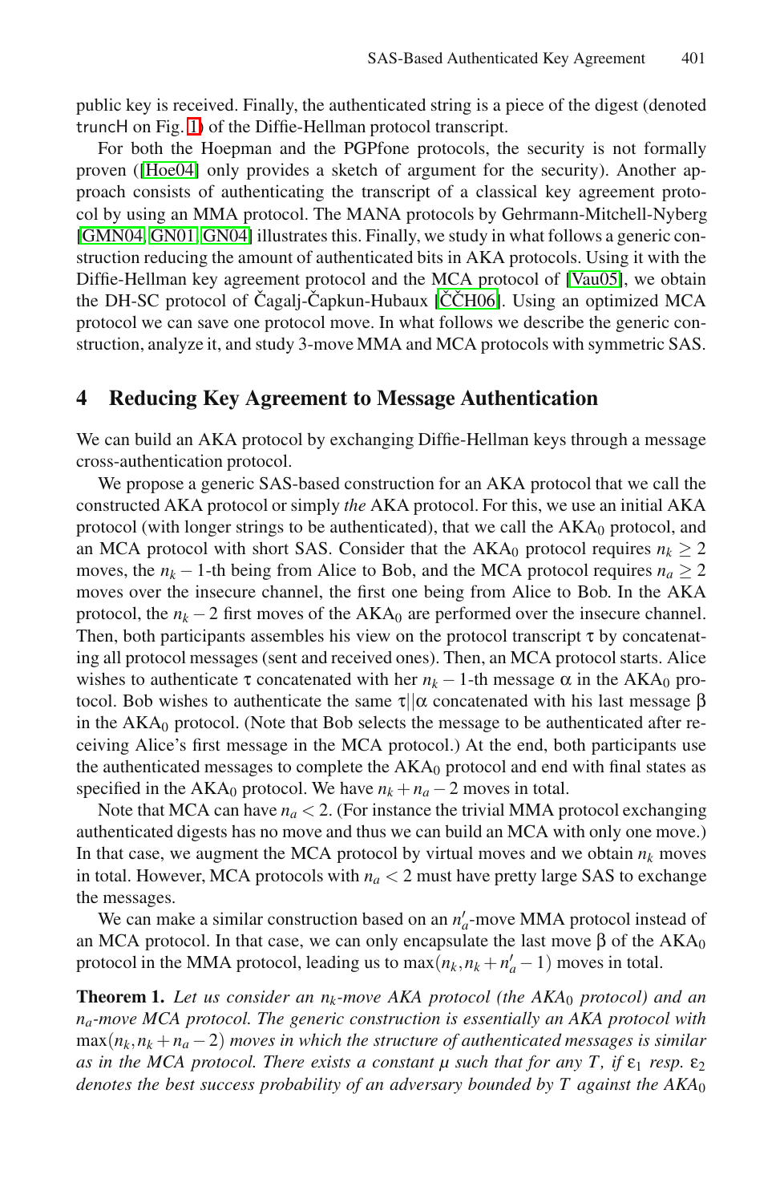public key is received. Finally, the authenticated string is a piece of the digest (denoted truncH on Fig. 1) of the Diffie-Hellman protocol transcript.

For both the Hoepman and the PGPfone protocols, the security is not formally proven ([Hoe04] only provides a sketch of argument for the security). Another approach consists of authenticating the transcript of a classical key agreement protocol by using an MMA protocol. The MANA protocols by Gehrmann-Mitchell-Nyberg [GMN04, GN01, GN04] illustrates this. Finally, we study in what follows a generic construction reducing the amount of authenticated bits in AKA protocols. Using it with the Diffie-Hellman key agreement protocol and the MCA protocol of [Vau05], we obtain the DH-SC protocol of Čagalj-Čapkun-Hubaux [ČČH06]. Using an optimized MCA protocol we can save one protocol move. In what follows we describe the generic construction, analyze it, and study 3-move MMA and MCA protocols with symmetric SAS.

## 4 Reducing Key Agreement to Message Authentication

We can build an AKA protocol by exchanging Diffie-Hellman keys through a message cross-authentication protocol.

We propose a generic SAS-based construction for an AKA protocol that we call the constructed AKA protocol or simply *the* AKA protocol. For this, we use an initial AKA protocol (with longer strings to be authenticated), that we call the $\mathrm{AKA}_0$ protocol, and an MCA protocol with short SAS. Consider that the $\mathrm{AKA}_0$ protocol requires $n_k \geq 2$ moves, the $n_k - 1$-th being from Alice to Bob, and the MCA protocol requires $n_a \geq 2$ moves over the insecure channel, the first one being from Alice to Bob. In the AKA protocol, the $n_k - 2$ first moves of the $\mathrm{AKA}_0$ are performed over the insecure channel. Then, both participants assembles his view on the protocol transcript $\tau$ by concatenating all protocol messages (sent and received ones). Then, an MCA protocol starts. Alice wishes to authenticate $\tau$ concatenated with her $n_k - 1$-th message $\alpha$ in the $\mathrm{AKA}_0$ protocol. Bob wishes to authenticate the same $\tau \| \alpha$ concatenated with his last message $\beta$ in the $\mathrm{AKA}_0$ protocol. (Note that Bob selects the message to be authenticated after receiving Alice's first message in the MCA protocol.) At the end, both participants use the authenticated messages to complete the $\mathrm{AKA}_0$ protocol and end with final states as specified in the $\mathrm{AKA}_0$ protocol. We have $n_k + n_a - 2$ moves in total.

Note that MCA can have $n_a < 2$. (For instance the trivial MMA protocol exchanging authenticated digests has no move and thus we can build an MCA with only one move.) In that case, we augment the MCA protocol by virtual moves and we obtain $n_k$ moves in total. However, MCA protocols with $n_a < 2$ must have pretty large SAS to exchange the messages.

We can make a similar construction based on an $n'_a$-move MMA protocol instead of an MCA protocol. In that case, we can only encapsulate the last move $\beta$ of the $\mathrm{AKA}_0$ protocol in the MMA protocol, leading us to $\max(n_k, n_k + n'_a - 1)$ moves in total.

**Theorem 1.** *Let us consider an $n_k$-move AKA protocol (the $\mathrm{AKA}_0$ protocol) and an $n_a$-move MCA protocol. The generic construction is essentially an AKA protocol with $\max(n_k, n_k + n_a - 2)$ moves in which the structure of authenticated messages is similar as in the MCA protocol. There exists a constant $\mu$ such that for any $T$, if $\varepsilon_1$ resp. $\varepsilon_2$ denotes the best success probability of an adversary bounded by $T$ against the $\mathrm{AKA}_0$*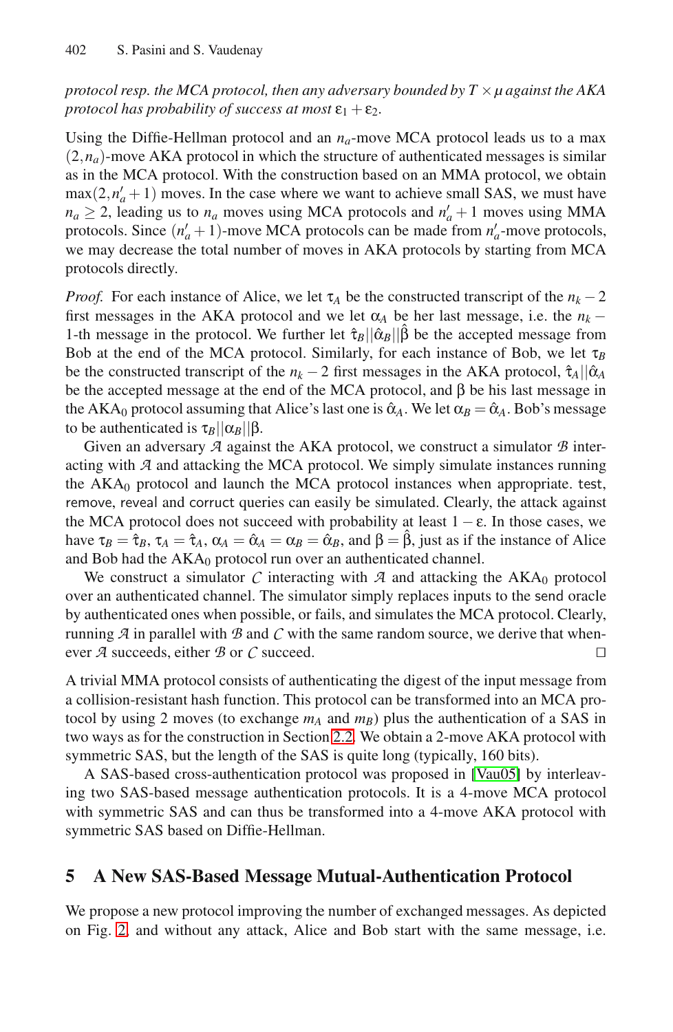*protocol resp. the MCA protocol, then any adversary bounded by $T \times \mu$ against the AKA protocol has probability of success at most $\varepsilon_1 + \varepsilon_2$.*

Using the Diffie-Hellman protocol and an $n_a$-move MCA protocol leads us to a max $(2, n_a)$-move AKA protocol in which the structure of authenticated messages is similar as in the MCA protocol. With the construction based on an MMA protocol, we obtain $\max(2, n'_a + 1)$ moves. In the case where we want to achieve small SAS, we must have $n_a \geq 2$, leading us to $n_a$ moves using MCA protocols and $n'_a + 1$ moves using MMA protocols. Since $(n'_a + 1)$-move MCA protocols can be made from $n'_a$-move protocols, we may decrease the total number of moves in AKA protocols by starting from MCA protocols directly.

*Proof.* For each instance of Alice, we let $\tau_A$ be the constructed transcript of the $n_k - 2$ first messages in the AKA protocol and we let $\alpha_A$ be her last message, i.e. the $n_k - 1$-th message in the protocol. We further let $\hat{\tau}_B||\hat{\alpha}_B||\hat{\beta}$ be the accepted message from Bob at the end of the MCA protocol. Similarly, for each instance of Bob, we let $\tau_B$ be the constructed transcript of the $n_k - 2$ first messages in the AKA protocol, $\hat{\tau}_A||\hat{\alpha}_A$ be the accepted message at the end of the MCA protocol, and $\beta$ be his last message in the $\text{AKA}_0$ protocol assuming that Alice's last one is $\hat{\alpha}_A$. We let $\alpha_B = \hat{\alpha}_A$. Bob's message to be authenticated is $\tau_B||\alpha_B||\beta$.

Given an adversary $\mathcal{A}$ against the AKA protocol, we construct a simulator $\mathcal{B}$ interacting with $\mathcal{A}$ and attacking the MCA protocol. We simply simulate instances running the $\text{AKA}_0$ protocol and launch the MCA protocol instances when appropriate. test, remove, reveal and corruct queries can easily be simulated. Clearly, the attack against the MCA protocol does not succeed with probability at least $1 - \varepsilon$. In those cases, we have $\tau_B = \hat{\tau}_B$, $\tau_A = \hat{\tau}_A$, $\alpha_A = \hat{\alpha}_A = \alpha_B = \hat{\alpha}_B$, and $\beta = \hat{\beta}$, just as if the instance of Alice and Bob had the $\text{AKA}_0$ protocol run over an authenticated channel.

We construct a simulator $\mathcal{C}$ interacting with $\mathcal{A}$ and attacking the $\text{AKA}_0$ protocol over an authenticated channel. The simulator simply replaces inputs to the send oracle by authenticated ones when possible, or fails, and simulates the MCA protocol. Clearly, running $\mathcal{A}$ in parallel with $\mathcal{B}$ and $\mathcal{C}$ with the same random source, we derive that whenever $\mathcal{A}$ succeeds, either $\mathcal{B}$ or $\mathcal{C}$ succeed. □

A trivial MMA protocol consists of authenticating the digest of the input message from a collision-resistant hash function. This protocol can be transformed into an MCA protocol by using 2 moves (to exchange $m_A$ and $m_B$) plus the authentication of a SAS in two ways as for the construction in Section 2.2. We obtain a 2-move AKA protocol with symmetric SAS, but the length of the SAS is quite long (typically, 160 bits).

A SAS-based cross-authentication protocol was proposed in [Vau05] by interleaving two SAS-based message authentication protocols. It is a 4-move MCA protocol with symmetric SAS and can thus be transformed into a 4-move AKA protocol with symmetric SAS based on Diffie-Hellman.

## 5 A New SAS-Based Message Mutual-Authentication Protocol

We propose a new protocol improving the number of exchanged messages. As depicted on Fig. 2, and without any attack, Alice and Bob start with the same message, i.e.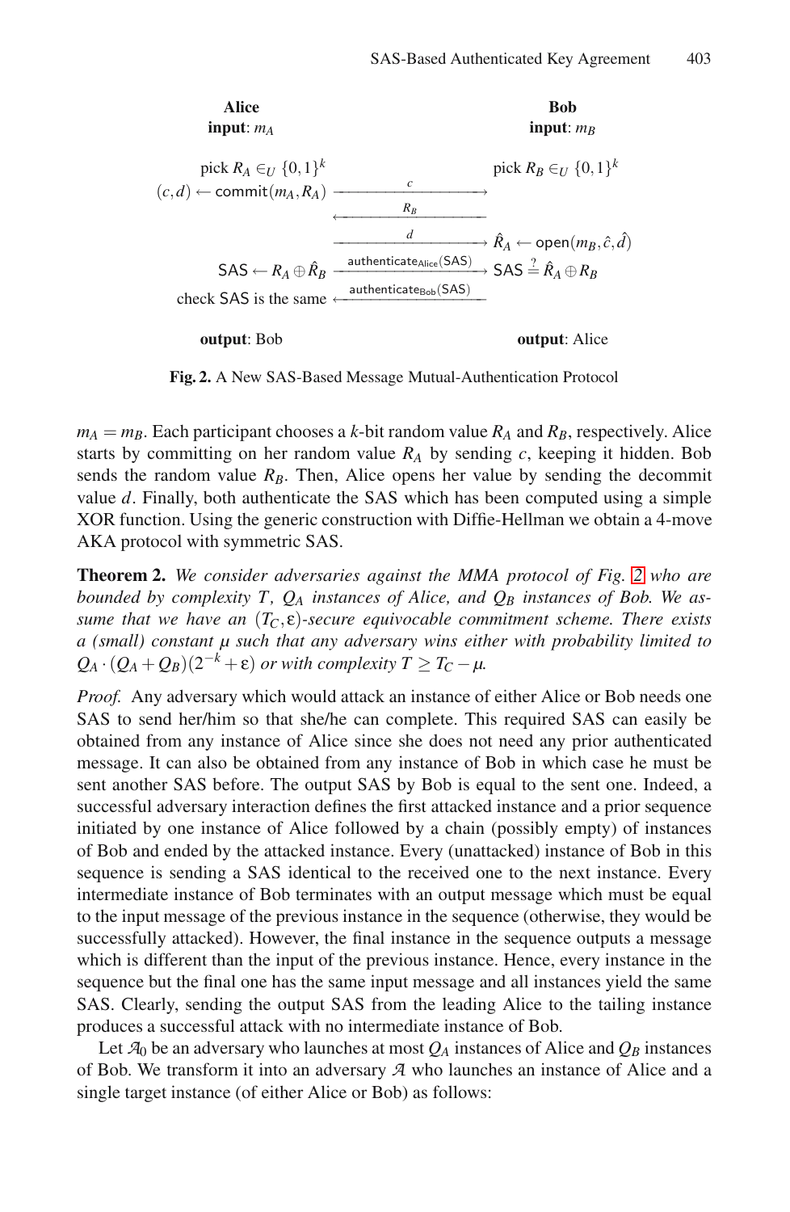| **Alice** | | **Bob** |
|---|---|---|
| **input**: $m_A$ | | **input**: $m_B$ |
| pick $R_A \in_U \{0,1\}^k$ | | pick $R_B \in_U \{0,1\}^k$ |
| $(c,d) \leftarrow \mathsf{commit}(m_A, R_A)$ | $\xrightarrow{\quad c \quad}$ | |
| | $\xleftarrow{\quad R_B \quad}$ | |
| | $\xrightarrow{\quad d \quad}$ | $\hat{R}_A \leftarrow \mathsf{open}(m_B, \hat{c}, \hat{d})$ |
| $\mathsf{SAS} \leftarrow R_A \oplus \hat{R}_B$ | $\xrightarrow{\mathsf{authenticate_{Alice}}(\mathsf{SAS})}$ | $\mathsf{SAS} \stackrel{?}{=} \hat{R}_A \oplus R_B$ |
| check SAS is the same | $\xleftarrow{\mathsf{authenticate_{Bob}}(\mathsf{SAS})}$ | |
| **output**: Bob | | **output**: Alice |

**Fig. 2.** A New SAS-Based Message Mutual-Authentication Protocol

$m_A = m_B$. Each participant chooses a $k$-bit random value $R_A$ and $R_B$, respectively. Alice starts by committing on her random value $R_A$ by sending $c$, keeping it hidden. Bob sends the random value $R_B$. Then, Alice opens her value by sending the decommit value $d$. Finally, both authenticate the SAS which has been computed using a simple XOR function. Using the generic construction with Diffie-Hellman we obtain a 4-move AKA protocol with symmetric SAS.

**Theorem 2.** *We consider adversaries against the MMA protocol of Fig. 2 who are bounded by complexity $T$, $Q_A$ instances of Alice, and $Q_B$ instances of Bob. We assume that we have an $(T_C, \varepsilon)$-secure equivocable commitment scheme. There exists a (small) constant $\mu$ such that any adversary wins either with probability limited to $Q_A \cdot (Q_A + Q_B)(2^{-k} + \varepsilon)$ or with complexity $T \geq T_C - \mu$.*

*Proof.* Any adversary which would attack an instance of either Alice or Bob needs one SAS to send her/him so that she/he can complete. This required SAS can easily be obtained from any instance of Alice since she does not need any prior authenticated message. It can also be obtained from any instance of Bob in which case he must be sent another SAS before. The output SAS by Bob is equal to the sent one. Indeed, a successful adversary interaction defines the first attacked instance and a prior sequence initiated by one instance of Alice followed by a chain (possibly empty) of instances of Bob and ended by the attacked instance. Every (unattacked) instance of Bob in this sequence is sending a SAS identical to the received one to the next instance. Every intermediate instance of Bob terminates with an output message which must be equal to the input message of the previous instance in the sequence (otherwise, they would be successfully attacked). However, the final instance in the sequence outputs a message which is different than the input of the previous instance. Hence, every instance in the sequence but the final one has the same input message and all instances yield the same SAS. Clearly, sending the output SAS from the leading Alice to the tailing instance produces a successful attack with no intermediate instance of Bob.

Let $\mathcal{A}_0$ be an adversary who launches at most $Q_A$ instances of Alice and $Q_B$ instances of Bob. We transform it into an adversary $\mathcal{A}$ who launches an instance of Alice and a single target instance (of either Alice or Bob) as follows: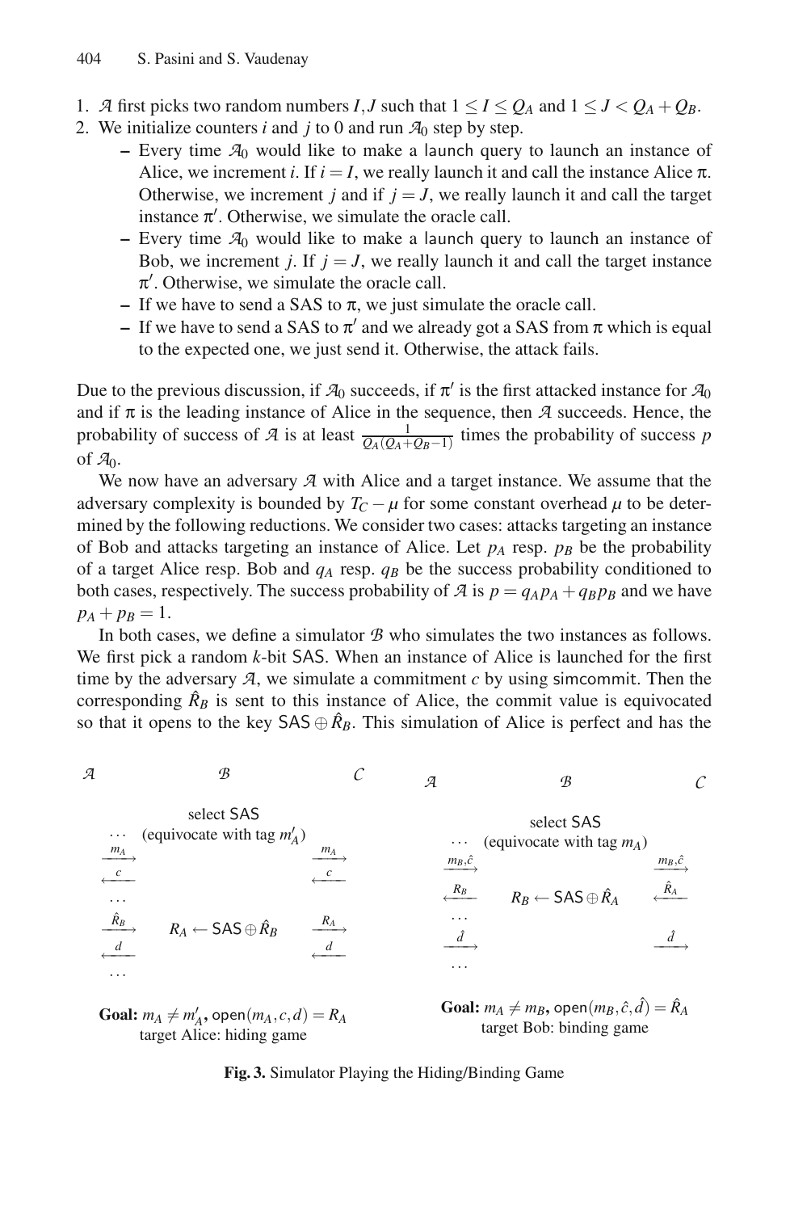1. $\mathcal{A}$ first picks two random numbers $I, J$ such that $1 \leq I \leq Q_A$ and $1 \leq J < Q_A + Q_B$.
2. We initialize counters $i$ and $j$ to 0 and run $\mathcal{A}_0$ step by step.
   – Every time $\mathcal{A}_0$ would like to make a launch query to launch an instance of Alice, we increment $i$. If $i = I$, we really launch it and call the instance Alice $\pi$. Otherwise, we increment $j$ and if $j = J$, we really launch it and call the target instance $\pi'$. Otherwise, we simulate the oracle call.
   – Every time $\mathcal{A}_0$ would like to make a launch query to launch an instance of Bob, we increment $j$. If $j = J$, we really launch it and call the target instance $\pi'$. Otherwise, we simulate the oracle call.
   – If we have to send a SAS to $\pi$, we just simulate the oracle call.
   – If we have to send a SAS to $\pi'$ and we already got a SAS from $\pi$ which is equal to the expected one, we just send it. Otherwise, the attack fails.

Due to the previous discussion, if $\mathcal{A}_0$ succeeds, if $\pi'$ is the first attacked instance for $\mathcal{A}_0$ and if $\pi$ is the leading instance of Alice in the sequence, then $\mathcal{A}$ succeeds. Hence, the probability of success of $\mathcal{A}$ is at least $\frac{1}{Q_A(Q_A+Q_B-1)}$ times the probability of success $p$ of $\mathcal{A}_0$.

We now have an adversary $\mathcal{A}$ with Alice and a target instance. We assume that the adversary complexity is bounded by $T_C - \mu$ for some constant overhead $\mu$ to be determined by the following reductions. We consider two cases: attacks targeting an instance of Bob and attacks targeting an instance of Alice. Let $p_A$ resp. $p_B$ be the probability of a target Alice resp. Bob and $q_A$ resp. $q_B$ be the success probability conditioned to both cases, respectively. The success probability of $\mathcal{A}$ is $p = q_A p_A + q_B p_B$ and we have $p_A + p_B = 1$.

In both cases, we define a simulator $\mathcal{B}$ who simulates the two instances as follows. We first pick a random $k$-bit SAS. When an instance of Alice is launched for the first time by the adversary $\mathcal{A}$, we simulate a commitment $c$ by using simcommit. Then the corresponding $\hat{R}_B$ is sent to this instance of Alice, the commit value is equivocated so that it opens to the key $\mathsf{SAS} \oplus \hat{R}_B$. This simulation of Alice is perfect and has the

| $\mathcal{A}$ | $\mathcal{B}$ | $\mathcal{C}$ |
|---|---|---|
| | select SAS | |
| $\cdots$ | (equivocate with tag $m'_A$) | |
| $\xrightarrow{m_A}$ | | $\xrightarrow{m_A}$ |
| $\xleftarrow{c}$ | | $\xleftarrow{c}$ |
| $\cdots$ | | |
| $\xrightarrow{\hat{R}_B}$ | $R_A \leftarrow \mathsf{SAS} \oplus \hat{R}_B$ | $\xrightarrow{R_A}$ |
| $\xleftarrow{d}$ | | $\xleftarrow{d}$ |
| $\cdots$ | | |

**Goal:** $m_A \neq m'_A$, $\mathsf{open}(m_A, c, d) = R_A$
target Alice: hiding game

| $\mathcal{A}$ | $\mathcal{B}$ | $\mathcal{C}$ |
|---|---|---|
| | select SAS | |
| $\cdots$ | (equivocate with tag $m_A$) | |
| $\xrightarrow{m_B,\hat{c}}$ | | $\xrightarrow{m_B,\hat{c}}$ |
| $\xleftarrow{R_B}$ | $R_B \leftarrow \mathsf{SAS} \oplus \hat{R}_A$ | $\xleftarrow{\hat{R}_A}$ |
| $\cdots$ | | |
| $\xrightarrow{\hat{d}}$ | | $\xrightarrow{\hat{d}}$ |
| $\cdots$ | | |

**Goal:** $m_A \neq m_B$, $\mathsf{open}(m_B, \hat{c}, \hat{d}) = \hat{R}_A$
target Bob: binding game

**Fig. 3.** Simulator Playing the Hiding/Binding Game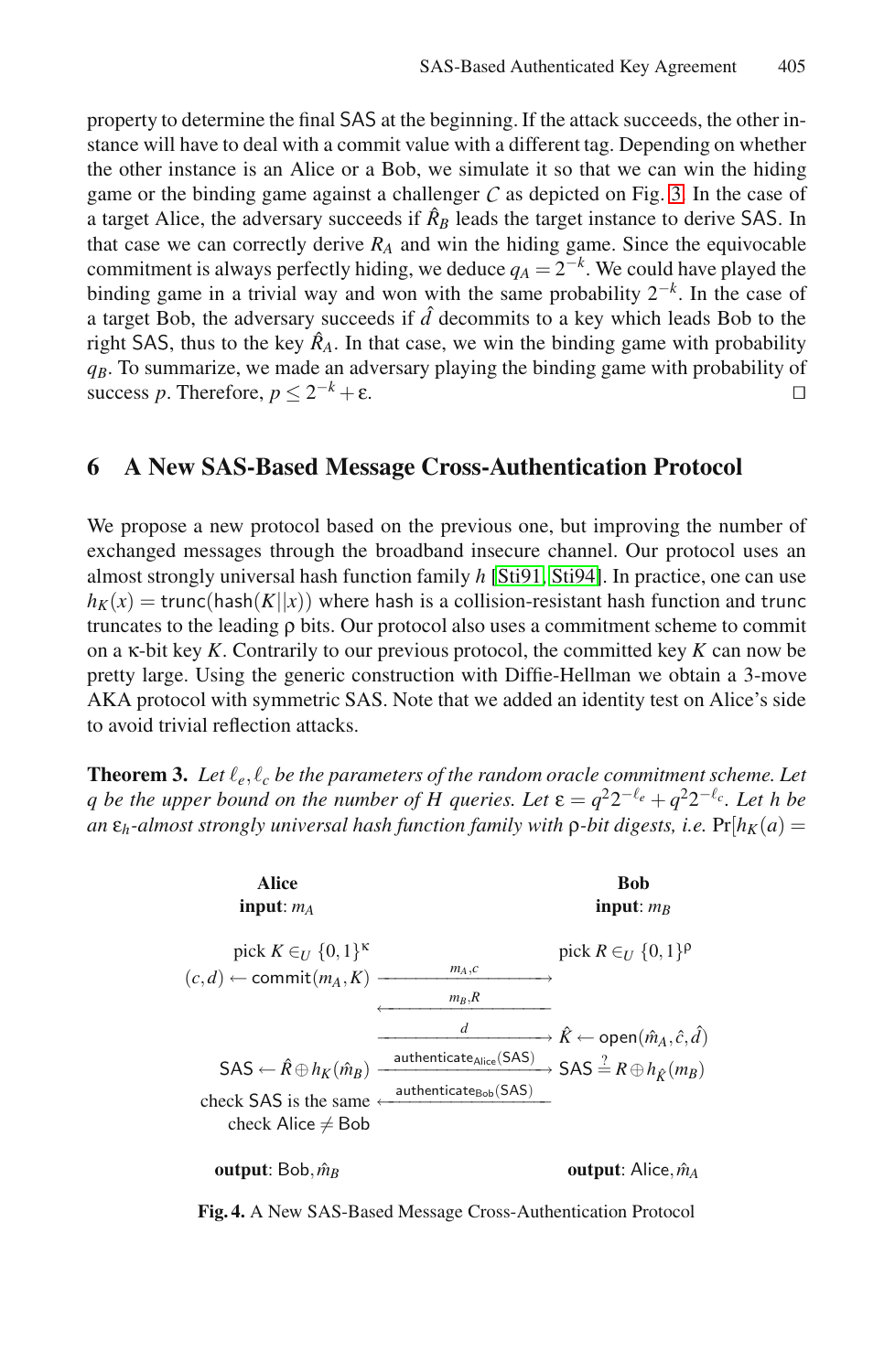property to determine the final SAS at the beginning. If the attack succeeds, the other instance will have to deal with a commit value with a different tag. Depending on whether the other instance is an Alice or a Bob, we simulate it so that we can win the hiding game or the binding game against a challenger $\mathcal{C}$ as depicted on Fig. 3. In the case of a target Alice, the adversary succeeds if $\hat{R}_B$ leads the target instance to derive SAS. In that case we can correctly derive $R_A$ and win the hiding game. Since the equivocable commitment is always perfectly hiding, we deduce $q_A = 2^{-k}$. We could have played the binding game in a trivial way and won with the same probability $2^{-k}$. In the case of a target Bob, the adversary succeeds if $\hat{d}$ decommits to a key which leads Bob to the right SAS, thus to the key $\hat{R}_A$. In that case, we win the binding game with probability $q_B$. To summarize, we made an adversary playing the binding game with probability of success $p$. Therefore, $p \leq 2^{-k} + \varepsilon$. □

## 6 A New SAS-Based Message Cross-Authentication Protocol

We propose a new protocol based on the previous one, but improving the number of exchanged messages through the broadband insecure channel. Our protocol uses an almost strongly universal hash function family $h$ [Sti91, Sti94]. In practice, one can use $h_K(x) = \mathsf{trunc}(\mathsf{hash}(K||x))$ where hash is a collision-resistant hash function and trunc truncates to the leading $\rho$ bits. Our protocol also uses a commitment scheme to commit on a $\kappa$-bit key $K$. Contrarily to our previous protocol, the committed key $K$ can now be pretty large. Using the generic construction with Diffie-Hellman we obtain a 3-move AKA protocol with symmetric SAS. Note that we added an identity test on Alice's side to avoid trivial reflection attacks.

**Theorem 3.** *Let $\ell_e, \ell_c$ be the parameters of the random oracle commitment scheme. Let $q$ be the upper bound on the number of $H$ queries. Let $\varepsilon = q^2 2^{-\ell_e} + q^2 2^{-\ell_c}$. Let $h$ be an $\varepsilon_h$-almost strongly universal hash function family with $\rho$-bit digests, i.e.* $\Pr[h_K(a) =$

| **Alice** | | **Bob** |
|---|---|---|
| **input**: $m_A$ | | **input**: $m_B$ |
| pick $K \in_U \{0,1\}^\kappa$ | | pick $R \in_U \{0,1\}^\rho$ |
| $(c,d) \leftarrow \mathsf{commit}(m_A, K)$ | $\xrightarrow{m_A, c}$ | |
| | $\xleftarrow{m_B, R}$ | |
| | $\xrightarrow{d}$ | $\hat{K} \leftarrow \mathsf{open}(\hat{m}_A, \hat{c}, \hat{d})$ |
| $\mathsf{SAS} \leftarrow \hat{R} \oplus h_K(\hat{m}_B)$ | $\xrightarrow{\mathsf{authenticate}_{\mathsf{Alice}}(\mathsf{SAS})}$ | $\mathsf{SAS} \stackrel{?}{=} R \oplus h_{\hat{K}}(m_B)$ |
| check SAS is the same | $\xleftarrow{\mathsf{authenticate}_{\mathsf{Bob}}(\mathsf{SAS})}$ | |
| check Alice $\neq$ Bob | | |
| **output**: Bob, $\hat{m}_B$ | | **output**: Alice, $\hat{m}_A$ |

**Fig. 4.** A New SAS-Based Message Cross-Authentication Protocol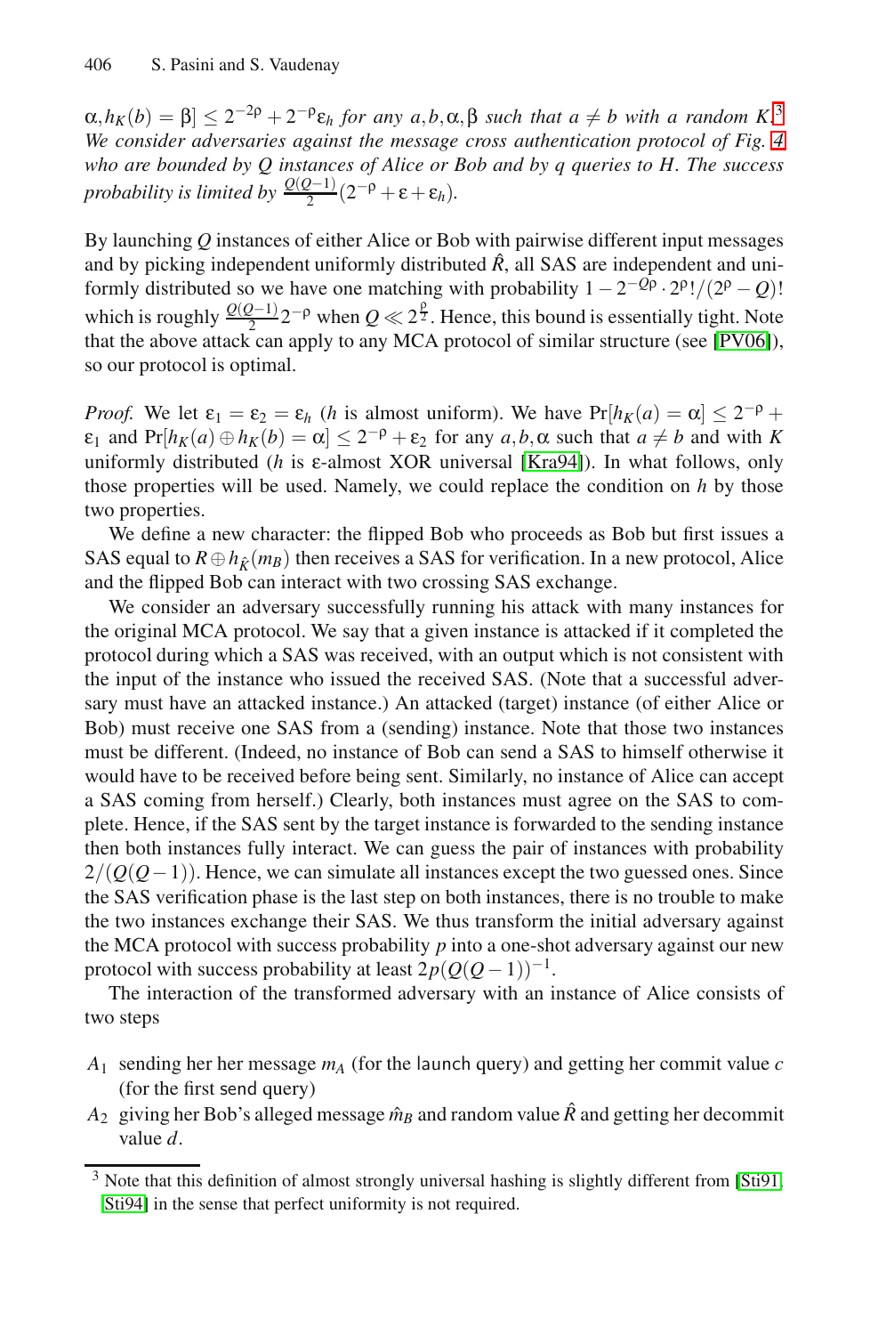*$\alpha, h_K(b) = \beta] \leq 2^{-2\rho} + 2^{-\rho}\varepsilon_h$ for any $a, b, \alpha, \beta$ such that $a \neq b$ with a random $K$.*[3] *We consider adversaries against the message cross authentication protocol of Fig. 4 who are bounded by $Q$ instances of Alice or Bob and by $q$ queries to $H$. The success probability is limited by $\frac{Q(Q-1)}{2}(2^{-\rho} + \varepsilon + \varepsilon_h)$.*

By launching $Q$ instances of either Alice or Bob with pairwise different input messages and by picking independent uniformly distributed $\hat{R}$, all SAS are independent and uniformly distributed so we have one matching with probability $1 - 2^{-Q\rho} \cdot 2^{\rho}!/(2^{\rho} - Q)!$ which is roughly $\frac{Q(Q-1)}{2}2^{-\rho}$ when $Q \ll 2^{\frac{\rho}{2}}$. Hence, this bound is essentially tight. Note that the above attack can apply to any MCA protocol of similar structure (see [PV06]), so our protocol is optimal.

*Proof.* We let $\varepsilon_1 = \varepsilon_2 = \varepsilon_h$ ($h$ is almost uniform). We have $\Pr[h_K(a) = \alpha] \leq 2^{-\rho} + \varepsilon_1$ and $\Pr[h_K(a) \oplus h_K(b) = \alpha] \leq 2^{-\rho} + \varepsilon_2$ for any $a, b, \alpha$ such that $a \neq b$ and with $K$ uniformly distributed ($h$ is $\varepsilon$-almost XOR universal [Kra94]). In what follows, only those properties will be used. Namely, we could replace the condition on $h$ by those two properties.

We define a new character: the flipped Bob who proceeds as Bob but first issues a SAS equal to $R \oplus h_{\hat{K}}(m_B)$ then receives a SAS for verification. In a new protocol, Alice and the flipped Bob can interact with two crossing SAS exchange.

We consider an adversary successfully running his attack with many instances for the original MCA protocol. We say that a given instance is attacked if it completed the protocol during which a SAS was received, with an output which is not consistent with the input of the instance who issued the received SAS. (Note that a successful adversary must have an attacked instance.) An attacked (target) instance (of either Alice or Bob) must receive one SAS from a (sending) instance. Note that those two instances must be different. (Indeed, no instance of Bob can send a SAS to himself otherwise it would have to be received before being sent. Similarly, no instance of Alice can accept a SAS coming from herself.) Clearly, both instances must agree on the SAS to complete. Hence, if the SAS sent by the target instance is forwarded to the sending instance then both instances fully interact. We can guess the pair of instances with probability $2/(Q(Q-1))$. Hence, we can simulate all instances except the two guessed ones. Since the SAS verification phase is the last step on both instances, there is no trouble to make the two instances exchange their SAS. We thus transform the initial adversary against the MCA protocol with success probability $p$ into a one-shot adversary against our new protocol with success probability at least $2p(Q(Q-1))^{-1}$.

The interaction of the transformed adversary with an instance of Alice consists of two steps

- $A_1$ sending her her message $m_A$ (for the launch query) and getting her commit value $c$ (for the first send query)
- $A_2$ giving her Bob's alleged message $\hat{m}_B$ and random value $\hat{R}$ and getting her decommit value $d$.

[3] Note that this definition of almost strongly universal hashing is slightly different from [Sti91, Sti94] in the sense that perfect uniformity is not required.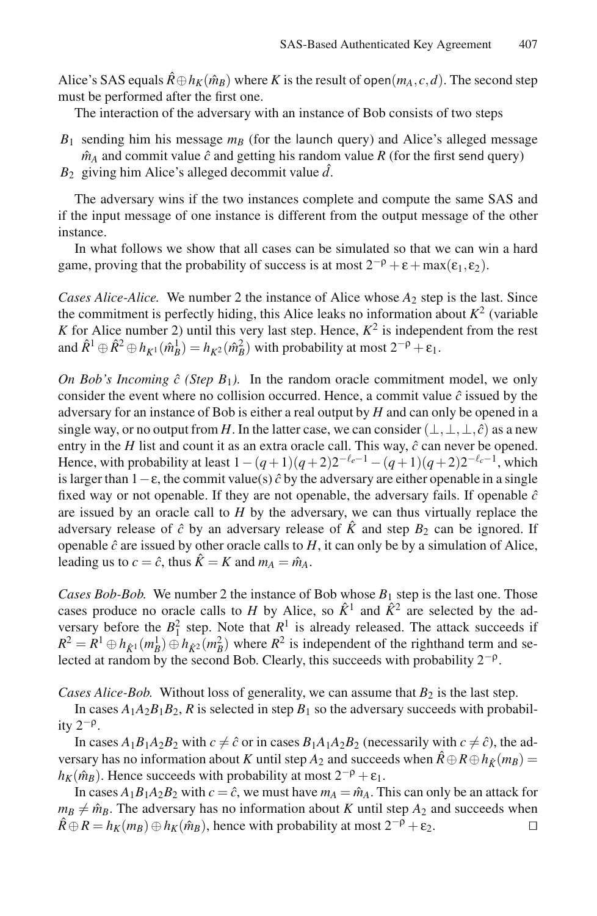Alice's SAS equals $\hat{R} \oplus h_K(\hat{m}_B)$ where $K$ is the result of $\mathsf{open}(m_A, c, d)$. The second step must be performed after the first one.

The interaction of the adversary with an instance of Bob consists of two steps

- $B_1$ sending him his message $m_B$ (for the launch query) and Alice's alleged message $\hat{m}_A$ and commit value $\hat{c}$ and getting his random value $R$ (for the first send query)
- $B_2$ giving him Alice's alleged decommit value $\hat{d}$.

The adversary wins if the two instances complete and compute the same SAS and if the input message of one instance is different from the output message of the other instance.

In what follows we show that all cases can be simulated so that we can win a hard game, proving that the probability of success is at most $2^{-\rho} + \varepsilon + \max(\varepsilon_1, \varepsilon_2)$.

*Cases Alice-Alice.* We number 2 the instance of Alice whose $A_2$ step is the last. Since the commitment is perfectly hiding, this Alice leaks no information about $K^2$ (variable $K$ for Alice number 2) until this very last step. Hence, $K^2$ is independent from the rest and $\hat{R}^1 \oplus \hat{R}^2 \oplus h_{K^1}(\hat{m}_B^1) = h_{K^2}(\hat{m}_B^2)$ with probability at most $2^{-\rho} + \varepsilon_1$.

*On Bob's Incoming $\hat{c}$ (Step $B_1$).* In the random oracle commitment model, we only consider the event where no collision occurred. Hence, a commit value $\hat{c}$ issued by the adversary for an instance of Bob is either a real output by $H$ and can only be opened in a single way, or no output from $H$. In the latter case, we can consider $(\perp, \perp, \perp, \hat{c})$ as a new entry in the $H$ list and count it as an extra oracle call. This way, $\hat{c}$ can never be opened. Hence, with probability at least $1 - (q+1)(q+2)2^{-\ell_e - 1} - (q+1)(q+2)2^{-\ell_c - 1}$, which is larger than $1 - \varepsilon$, the commit value(s) $\hat{c}$ by the adversary are either openable in a single fixed way or not openable. If they are not openable, the adversary fails. If openable $\hat{c}$ are issued by an oracle call to $H$ by the adversary, we can thus virtually replace the adversary release of $\hat{c}$ by an adversary release of $\hat{K}$ and step $B_2$ can be ignored. If openable $\hat{c}$ are issued by other oracle calls to $H$, it can only be by a simulation of Alice, leading us to $c = \hat{c}$, thus $\hat{K} = K$ and $m_A = \hat{m}_A$.

*Cases Bob-Bob.* We number 2 the instance of Bob whose $B_1$ step is the last one. Those cases produce no oracle calls to $H$ by Alice, so $\hat{K}^1$ and $\hat{K}^2$ are selected by the adversary before the $B_1^2$ step. Note that $R^1$ is already released. The attack succeeds if $R^2 = R^1 \oplus h_{\hat{K}^1}(m_B^1) \oplus h_{\hat{K}^2}(m_B^2)$ where $R^2$ is independent of the righthand term and selected at random by the second Bob. Clearly, this succeeds with probability $2^{-\rho}$.

*Cases Alice-Bob.* Without loss of generality, we can assume that $B_2$ is the last step.

In cases $A_1A_2B_1B_2$, $R$ is selected in step $B_1$ so the adversary succeeds with probability $2^{-\rho}$.

In cases $A_1B_1A_2B_2$ with $c \neq \hat{c}$ or in cases $B_1A_1A_2B_2$ (necessarily with $c \neq \hat{c}$), the adversary has no information about $K$ until step $A_2$ and succeeds when $\hat{R} \oplus R \oplus h_{\hat{K}}(m_B) = h_K(\hat{m}_B)$. Hence succeeds with probability at most $2^{-\rho} + \varepsilon_1$.

In cases $A_1B_1A_2B_2$ with $c = \hat{c}$, we must have $m_A = \hat{m}_A$. This can only be an attack for $m_B \neq \hat{m}_B$. The adversary has no information about $K$ until step $A_2$ and succeeds when $\hat{R} \oplus R = h_K(m_B) \oplus h_K(\hat{m}_B)$, hence with probability at most $2^{-\rho} + \varepsilon_2$. $\square$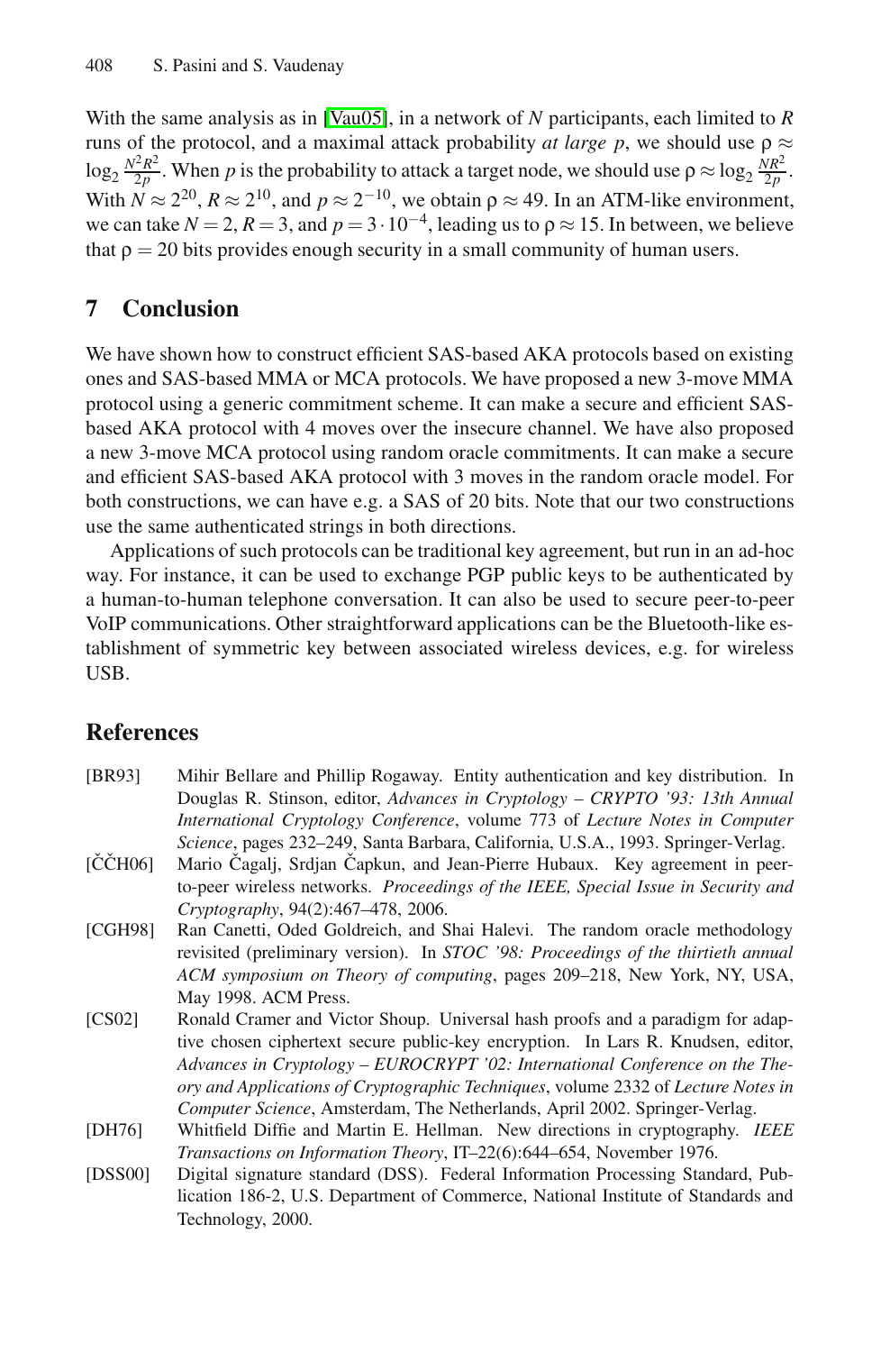With the same analysis as in [Vau05], in a network of $N$ participants, each limited to $R$ runs of the protocol, and a maximal attack probability *at large p*, we should use $\rho \approx \log_2 \frac{N^2R^2}{2p}$. When $p$ is the probability to attack a target node, we should use $\rho \approx \log_2 \frac{NR^2}{2p}$. With $N \approx 2^{20}$, $R \approx 2^{10}$, and $p \approx 2^{-10}$, we obtain $\rho \approx 49$. In an ATM-like environment, we can take $N = 2$, $R = 3$, and $p = 3 \cdot 10^{-4}$, leading us to $\rho \approx 15$. In between, we believe that $\rho = 20$ bits provides enough security in a small community of human users.

## 7 Conclusion

We have shown how to construct efficient SAS-based AKA protocols based on existing ones and SAS-based MMA or MCA protocols. We have proposed a new 3-move MMA protocol using a generic commitment scheme. It can make a secure and efficient SAS-based AKA protocol with 4 moves over the insecure channel. We have also proposed a new 3-move MCA protocol using random oracle commitments. It can make a secure and efficient SAS-based AKA protocol with 3 moves in the random oracle model. For both constructions, we can have e.g. a SAS of 20 bits. Note that our two constructions use the same authenticated strings in both directions.

Applications of such protocols can be traditional key agreement, but run in an ad-hoc way. For instance, it can be used to exchange PGP public keys to be authenticated by a human-to-human telephone conversation. It can also be used to secure peer-to-peer VoIP communications. Other straightforward applications can be the Bluetooth-like establishment of symmetric key between associated wireless devices, e.g. for wireless USB.

## References

[BR93] Mihir Bellare and Phillip Rogaway. Entity authentication and key distribution. In Douglas R. Stinson, editor, *Advances in Cryptology – CRYPTO '93: 13th Annual International Cryptology Conference*, volume 773 of *Lecture Notes in Computer Science*, pages 232–249, Santa Barbara, California, U.S.A., 1993. Springer-Verlag.

[ČČH06] Mario Čagalj, Srdjan Čapkun, and Jean-Pierre Hubaux. Key agreement in peer-to-peer wireless networks. *Proceedings of the IEEE, Special Issue in Security and Cryptography*, 94(2):467–478, 2006.

[CGH98] Ran Canetti, Oded Goldreich, and Shai Halevi. The random oracle methodology revisited (preliminary version). In *STOC '98: Proceedings of the thirtieth annual ACM symposium on Theory of computing*, pages 209–218, New York, NY, USA, May 1998. ACM Press.

[CS02] Ronald Cramer and Victor Shoup. Universal hash proofs and a paradigm for adaptive chosen ciphertext secure public-key encryption. In Lars R. Knudsen, editor, *Advances in Cryptology – EUROCRYPT '02: International Conference on the Theory and Applications of Cryptographic Techniques*, volume 2332 of *Lecture Notes in Computer Science*, Amsterdam, The Netherlands, April 2002. Springer-Verlag.

[DH76] Whitfield Diffie and Martin E. Hellman. New directions in cryptography. *IEEE Transactions on Information Theory*, IT–22(6):644–654, November 1976.

[DSS00] Digital signature standard (DSS). Federal Information Processing Standard, Publication 186-2, U.S. Department of Commerce, National Institute of Standards and Technology, 2000.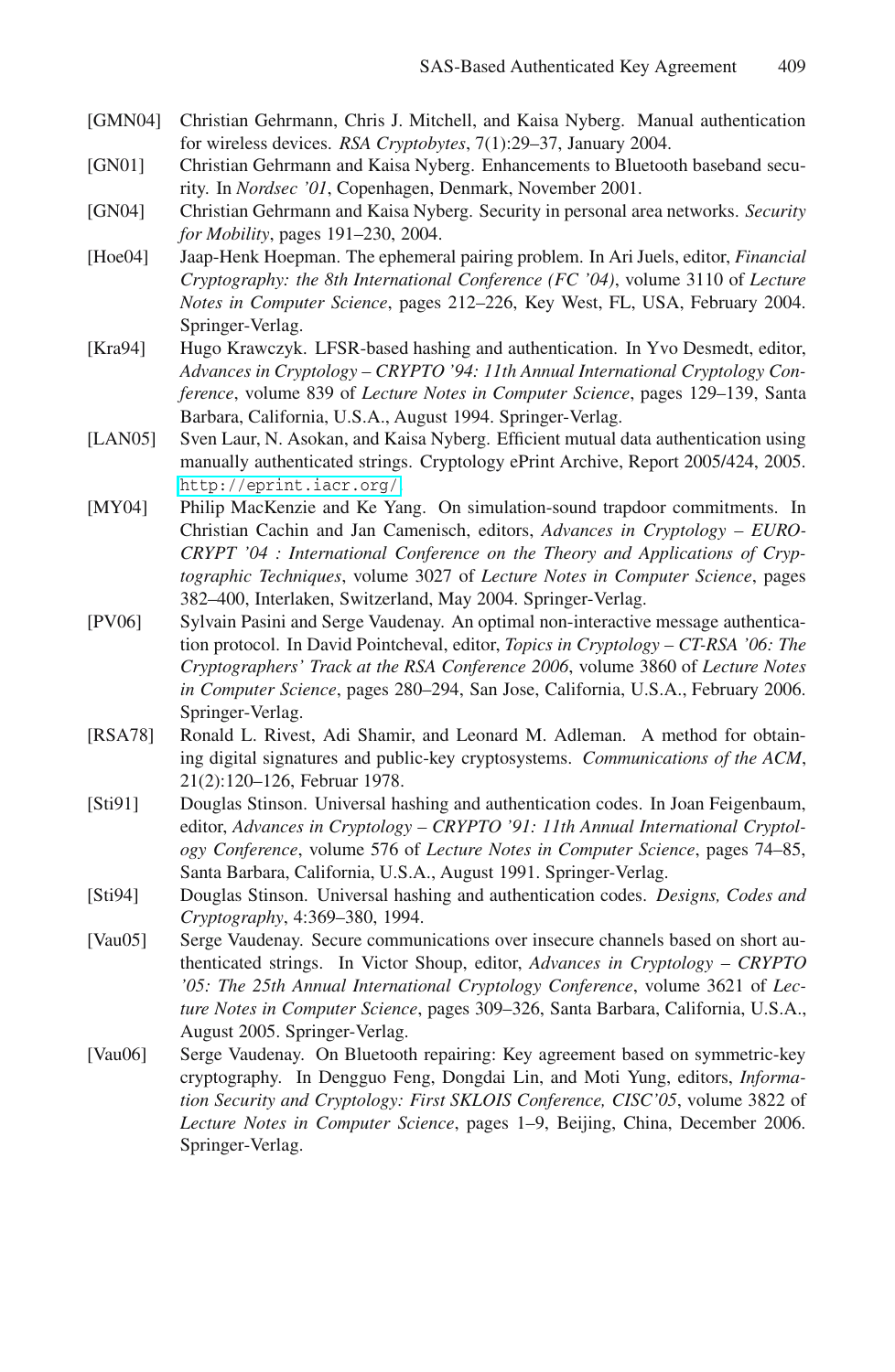[GMN04] Christian Gehrmann, Chris J. Mitchell, and Kaisa Nyberg. Manual authentication for wireless devices. *RSA Cryptobytes*, 7(1):29–37, January 2004.

[GN01] Christian Gehrmann and Kaisa Nyberg. Enhancements to Bluetooth baseband security. In *Nordsec '01*, Copenhagen, Denmark, November 2001.

[GN04] Christian Gehrmann and Kaisa Nyberg. Security in personal area networks. *Security for Mobility*, pages 191–230, 2004.

[Hoe04] Jaap-Henk Hoepman. The ephemeral pairing problem. In Ari Juels, editor, *Financial Cryptography: the 8th International Conference (FC '04)*, volume 3110 of *Lecture Notes in Computer Science*, pages 212–226, Key West, FL, USA, February 2004. Springer-Verlag.

[Kra94] Hugo Krawczyk. LFSR-based hashing and authentication. In Yvo Desmedt, editor, *Advances in Cryptology – CRYPTO '94: 11th Annual International Cryptology Conference*, volume 839 of *Lecture Notes in Computer Science*, pages 129–139, Santa Barbara, California, U.S.A., August 1994. Springer-Verlag.

[LAN05] Sven Laur, N. Asokan, and Kaisa Nyberg. Efficient mutual data authentication using manually authenticated strings. Cryptology ePrint Archive, Report 2005/424, 2005. http://eprint.iacr.org/

[MY04] Philip MacKenzie and Ke Yang. On simulation-sound trapdoor commitments. In Christian Cachin and Jan Camenisch, editors, *Advances in Cryptology – EUROCRYPT '04 : International Conference on the Theory and Applications of Cryptographic Techniques*, volume 3027 of *Lecture Notes in Computer Science*, pages 382–400, Interlaken, Switzerland, May 2004. Springer-Verlag.

[PV06] Sylvain Pasini and Serge Vaudenay. An optimal non-interactive message authentication protocol. In David Pointcheval, editor, *Topics in Cryptology – CT-RSA '06: The Cryptographers' Track at the RSA Conference 2006*, volume 3860 of *Lecture Notes in Computer Science*, pages 280–294, San Jose, California, U.S.A., February 2006. Springer-Verlag.

[RSA78] Ronald L. Rivest, Adi Shamir, and Leonard M. Adleman. A method for obtaining digital signatures and public-key cryptosystems. *Communications of the ACM*, 21(2):120–126, Februar 1978.

[Sti91] Douglas Stinson. Universal hashing and authentication codes. In Joan Feigenbaum, editor, *Advances in Cryptology – CRYPTO '91: 11th Annual International Cryptology Conference*, volume 576 of *Lecture Notes in Computer Science*, pages 74–85, Santa Barbara, California, U.S.A., August 1991. Springer-Verlag.

[Sti94] Douglas Stinson. Universal hashing and authentication codes. *Designs, Codes and Cryptography*, 4:369–380, 1994.

[Vau05] Serge Vaudenay. Secure communications over insecure channels based on short authenticated strings. In Victor Shoup, editor, *Advances in Cryptology – CRYPTO '05: The 25th Annual International Cryptology Conference*, volume 3621 of *Lecture Notes in Computer Science*, pages 309–326, Santa Barbara, California, U.S.A., August 2005. Springer-Verlag.

[Vau06] Serge Vaudenay. On Bluetooth repairing: Key agreement based on symmetric-key cryptography. In Dengguo Feng, Dongdai Lin, and Moti Yung, editors, *Information Security and Cryptology: First SKLOIS Conference, CISC'05*, volume 3822 of *Lecture Notes in Computer Science*, pages 1–9, Beijing, China, December 2006. Springer-Verlag.